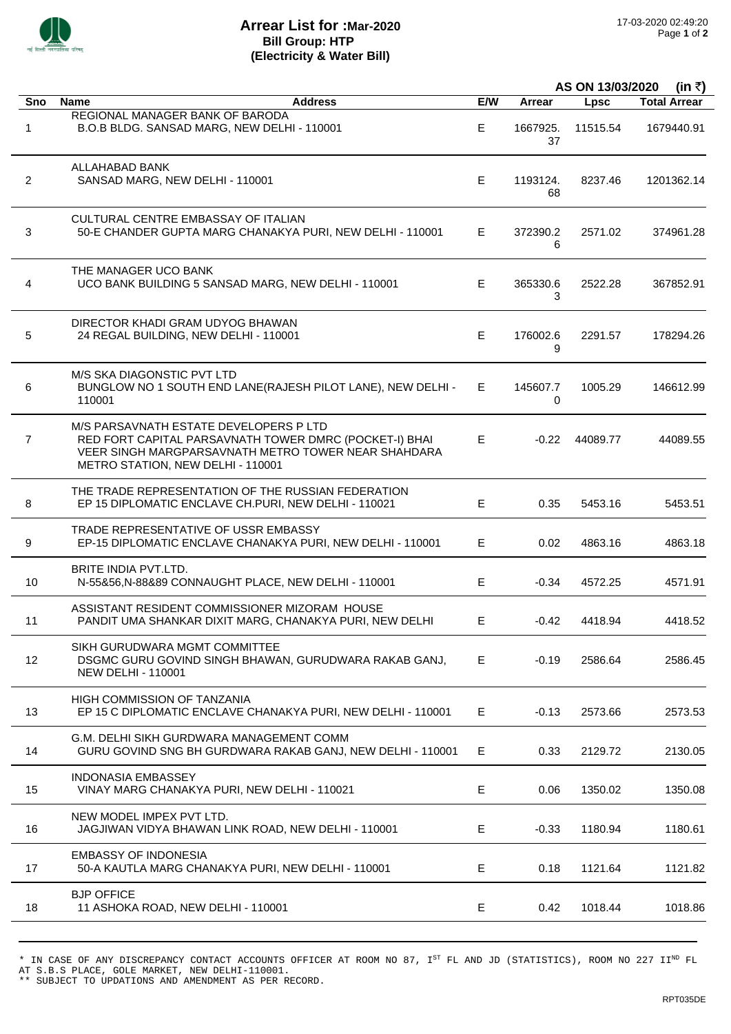# Arrear List for :Mar-2020
## Bill Group: HTP
## (Electricity & Water Bill)

17-03-2020 02:49:20

**AS ON 13/03/2020 (in ₹)**

| Sno | Name / Address | E/W | Arrear | Lpsc | Total Arrear |
|---|---|---|---|---|---|
| 1 | REGIONAL MANAGER BANK OF BARODA<br>B.O.B BLDG. SANSAD MARG, NEW DELHI - 110001 | E | 1667925.37 | 11515.54 | 1679440.91 |
| 2 | ALLAHABAD BANK<br>SANSAD MARG, NEW DELHI - 110001 | E | 1193124.68 | 8237.46 | 1201362.14 |
| 3 | CULTURAL CENTRE EMBASSAY OF ITALIAN<br>50-E CHANDER GUPTA MARG CHANAKYA PURI, NEW DELHI - 110001 | E | 372390.26 | 2571.02 | 374961.28 |
| 4 | THE MANAGER UCO BANK<br>UCO BANK BUILDING 5 SANSAD MARG, NEW DELHI - 110001 | E | 365330.63 | 2522.28 | 367852.91 |
| 5 | DIRECTOR KHADI GRAM UDYOG BHAWAN<br>24 REGAL BUILDING, NEW DELHI - 110001 | E | 176002.69 | 2291.57 | 178294.26 |
| 6 | M/S SKA DIAGONSTIC PVT LTD<br>BUNGLOW NO 1 SOUTH END LANE(RAJESH PILOT LANE), NEW DELHI - 110001 | E | 145607.70 | 1005.29 | 146612.99 |
| 7 | M/S PARSAVNATH ESTATE DEVELOPERS P LTD<br>RED FORT CAPITAL PARSAVNATH TOWER DMRC (POCKET-I) BHAI VEER SINGH MARGPARSAVNATH METRO TOWER NEAR SHAHDARA METRO STATION, NEW DELHI - 110001 | E | -0.22 | 44089.77 | 44089.55 |
| 8 | THE TRADE REPRESENTATION OF THE RUSSIAN FEDERATION<br>EP 15 DIPLOMATIC ENCLAVE CH.PURI, NEW DELHI - 110021 | E | 0.35 | 5453.16 | 5453.51 |
| 9 | TRADE REPRESENTATIVE OF USSR EMBASSY<br>EP-15 DIPLOMATIC ENCLAVE CHANAKYA PURI, NEW DELHI - 110001 | E | 0.02 | 4863.16 | 4863.18 |
| 10 | BRITE INDIA PVT.LTD.<br>N-55&56,N-88&89 CONNAUGHT PLACE, NEW DELHI - 110001 | E | -0.34 | 4572.25 | 4571.91 |
| 11 | ASSISTANT RESIDENT COMMISSIONER MIZORAM HOUSE<br>PANDIT UMA SHANKAR DIXIT MARG, CHANAKYA PURI, NEW DELHI | E | -0.42 | 4418.94 | 4418.52 |
| 12 | SIKH GURUDWARA MGMT COMMITTEE<br>DSGMC GURU GOVIND SINGH BHAWAN, GURUDWARA RAKAB GANJ, NEW DELHI - 110001 | E | -0.19 | 2586.64 | 2586.45 |
| 13 | HIGH COMMISSION OF TANZANIA<br>EP 15 C DIPLOMATIC ENCLAVE CHANAKYA PURI, NEW DELHI - 110001 | E | -0.13 | 2573.66 | 2573.53 |
| 14 | G.M. DELHI SIKH GURDWARA MANAGEMENT COMM<br>GURU GOVIND SNG BH GURDWARA RAKAB GANJ, NEW DELHI - 110001 | E | 0.33 | 2129.72 | 2130.05 |
| 15 | INDONASIA EMBASSEY<br>VINAY MARG CHANAKYA PURI, NEW DELHI - 110021 | E | 0.06 | 1350.02 | 1350.08 |
| 16 | NEW MODEL IMPEX PVT LTD.<br>JAGJIWAN VIDYA BHAWAN LINK ROAD, NEW DELHI - 110001 | E | -0.33 | 1180.94 | 1180.61 |
| 17 | EMBASSY OF INDONESIA<br>50-A KAUTLA MARG CHANAKYA PURI, NEW DELHI - 110001 | E | 0.18 | 1121.64 | 1121.82 |
| 18 | BJP OFFICE<br>11 ASHOKA ROAD, NEW DELHI - 110001 | E | 0.42 | 1018.44 | 1018.86 |

\* IN CASE OF ANY DISCREPANCY CONTACT ACCOUNTS OFFICER AT ROOM NO 87, I[ST] FL AND JD (STATISTICS), ROOM NO 227 II[ND] FL AT S.B.S PLACE, GOLE MARKET, NEW DELHI-110001.
** SUBJECT TO UPDATIONS AND AMENDMENT AS PER RECORD.

RPT035DE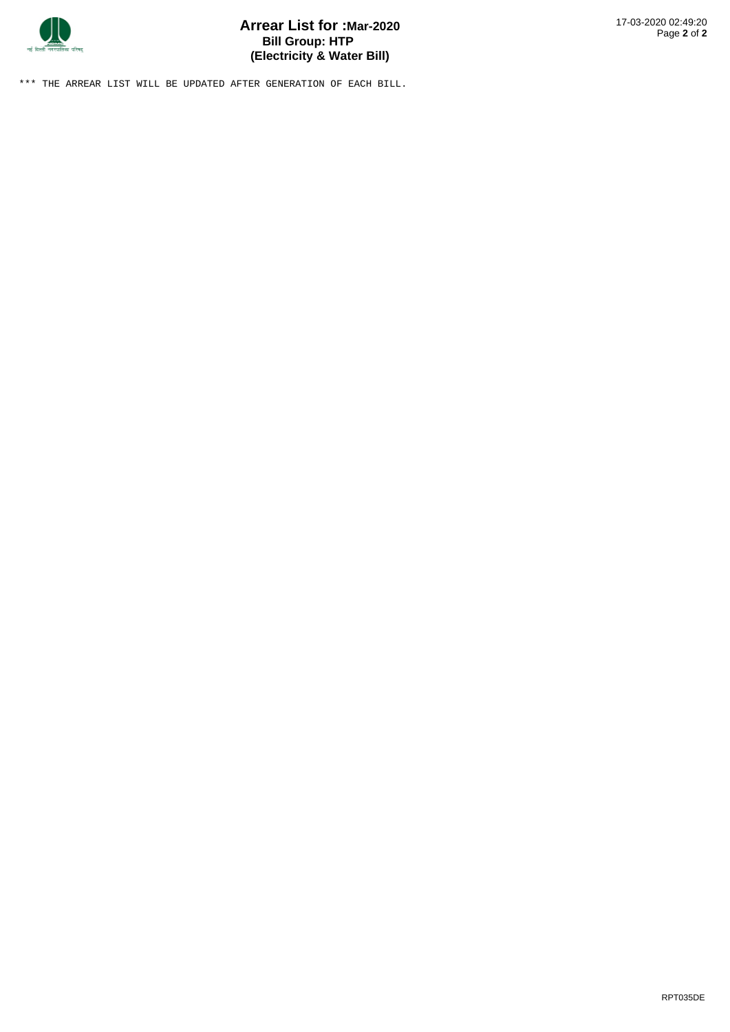\*\*\* THE ARREAR LIST WILL BE UPDATED AFTER GENERATION OF EACH BILL.